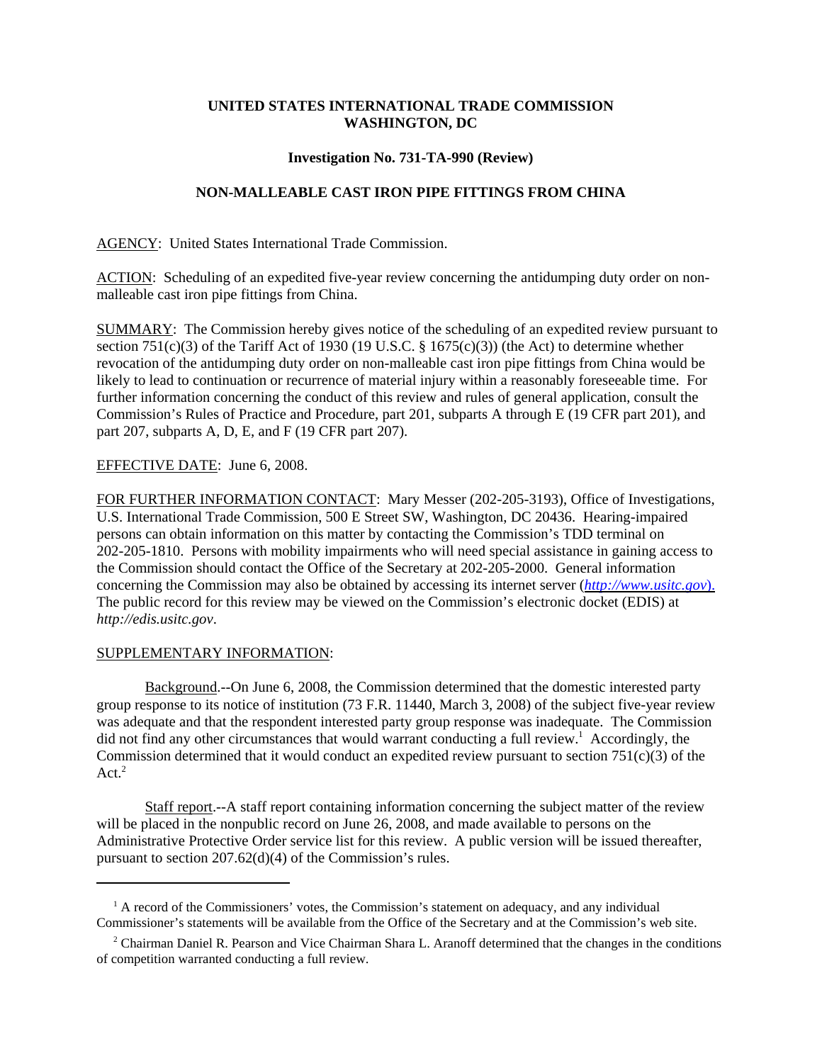**UNITED STATES INTERNATIONAL TRADE COMMISSION**
**WASHINGTON, DC**

**Investigation No. 731-TA-990 (Review)**

**NON-MALLEABLE CAST IRON PIPE FITTINGS FROM CHINA**

AGENCY: United States International Trade Commission.

ACTION: Scheduling of an expedited five-year review concerning the antidumping duty order on non-malleable cast iron pipe fittings from China.

SUMMARY: The Commission hereby gives notice of the scheduling of an expedited review pursuant to section 751(c)(3) of the Tariff Act of 1930 (19 U.S.C. § 1675(c)(3)) (the Act) to determine whether revocation of the antidumping duty order on non-malleable cast iron pipe fittings from China would be likely to lead to continuation or recurrence of material injury within a reasonably foreseeable time. For further information concerning the conduct of this review and rules of general application, consult the Commission's Rules of Practice and Procedure, part 201, subparts A through E (19 CFR part 201), and part 207, subparts A, D, E, and F (19 CFR part 207).

EFFECTIVE DATE: June 6, 2008.

FOR FURTHER INFORMATION CONTACT: Mary Messer (202-205-3193), Office of Investigations, U.S. International Trade Commission, 500 E Street SW, Washington, DC 20436. Hearing-impaired persons can obtain information on this matter by contacting the Commission's TDD terminal on 202-205-1810. Persons with mobility impairments who will need special assistance in gaining access to the Commission should contact the Office of the Secretary at 202-205-2000. General information concerning the Commission may also be obtained by accessing its internet server (*http://www.usitc.gov*). The public record for this review may be viewed on the Commission's electronic docket (EDIS) at *http://edis.usitc.gov*.

SUPPLEMENTARY INFORMATION:

Background.--On June 6, 2008, the Commission determined that the domestic interested party group response to its notice of institution (73 F.R. 11440, March 3, 2008) of the subject five-year review was adequate and that the respondent interested party group response was inadequate. The Commission did not find any other circumstances that would warrant conducting a full review.[1] Accordingly, the Commission determined that it would conduct an expedited review pursuant to section 751(c)(3) of the Act.[2]

Staff report.--A staff report containing information concerning the subject matter of the review will be placed in the nonpublic record on June 26, 2008, and made available to persons on the Administrative Protective Order service list for this review. A public version will be issued thereafter, pursuant to section 207.62(d)(4) of the Commission's rules.

---

[1] A record of the Commissioners' votes, the Commission's statement on adequacy, and any individual Commissioner's statements will be available from the Office of the Secretary and at the Commission's web site.

[2] Chairman Daniel R. Pearson and Vice Chairman Shara L. Aranoff determined that the changes in the conditions of competition warranted conducting a full review.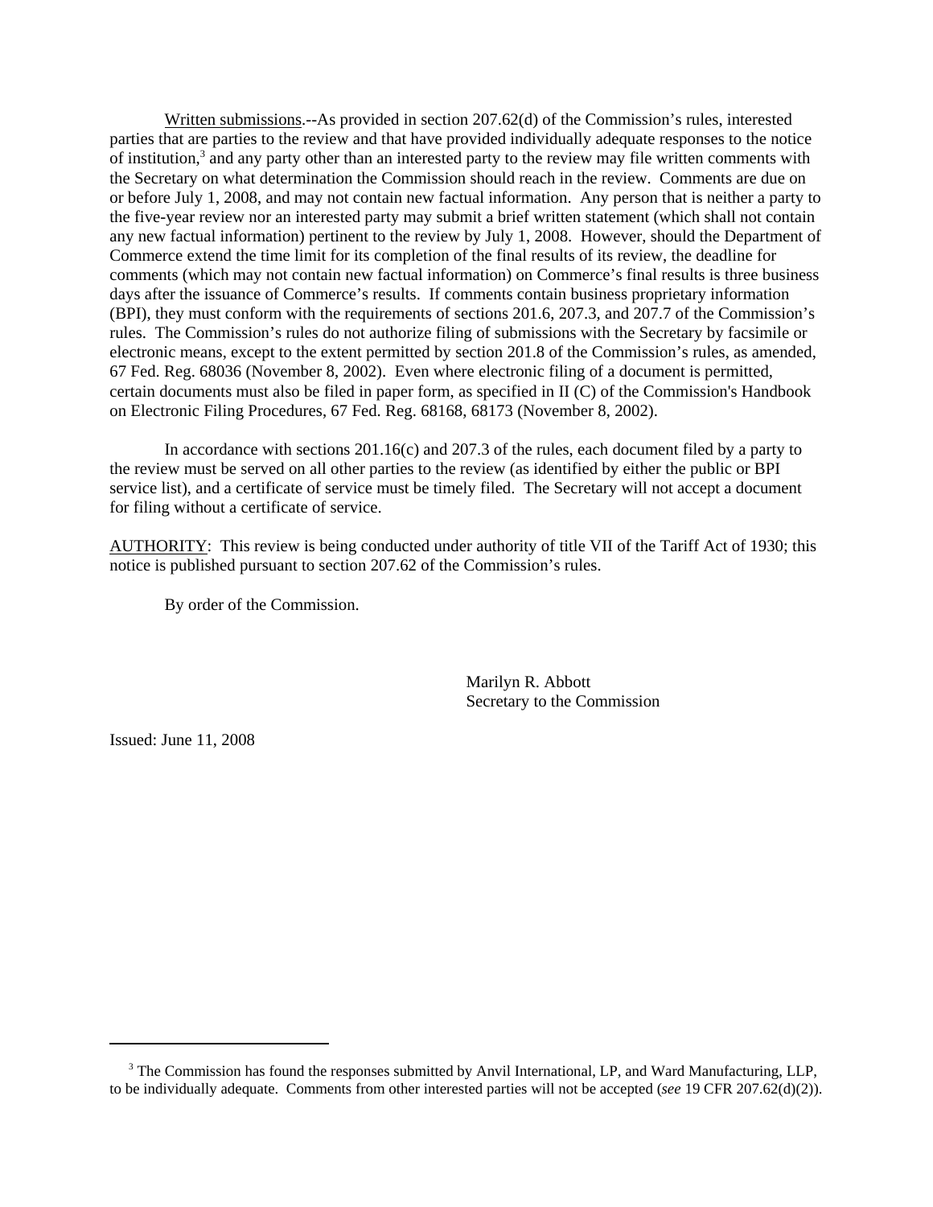Written submissions.--As provided in section 207.62(d) of the Commission's rules, interested parties that are parties to the review and that have provided individually adequate responses to the notice of institution,[3] and any party other than an interested party to the review may file written comments with the Secretary on what determination the Commission should reach in the review. Comments are due on or before July 1, 2008, and may not contain new factual information. Any person that is neither a party to the five-year review nor an interested party may submit a brief written statement (which shall not contain any new factual information) pertinent to the review by July 1, 2008. However, should the Department of Commerce extend the time limit for its completion of the final results of its review, the deadline for comments (which may not contain new factual information) on Commerce's final results is three business days after the issuance of Commerce's results. If comments contain business proprietary information (BPI), they must conform with the requirements of sections 201.6, 207.3, and 207.7 of the Commission's rules. The Commission's rules do not authorize filing of submissions with the Secretary by facsimile or electronic means, except to the extent permitted by section 201.8 of the Commission's rules, as amended, 67 Fed. Reg. 68036 (November 8, 2002). Even where electronic filing of a document is permitted, certain documents must also be filed in paper form, as specified in II (C) of the Commission's Handbook on Electronic Filing Procedures, 67 Fed. Reg. 68168, 68173 (November 8, 2002).

In accordance with sections 201.16(c) and 207.3 of the rules, each document filed by a party to the review must be served on all other parties to the review (as identified by either the public or BPI service list), and a certificate of service must be timely filed. The Secretary will not accept a document for filing without a certificate of service.

AUTHORITY: This review is being conducted under authority of title VII of the Tariff Act of 1930; this notice is published pursuant to section 207.62 of the Commission's rules.

By order of the Commission.

Marilyn R. Abbott
Secretary to the Commission

Issued: June 11, 2008

---

[3] The Commission has found the responses submitted by Anvil International, LP, and Ward Manufacturing, LLP, to be individually adequate. Comments from other interested parties will not be accepted (*see* 19 CFR 207.62(d)(2)).